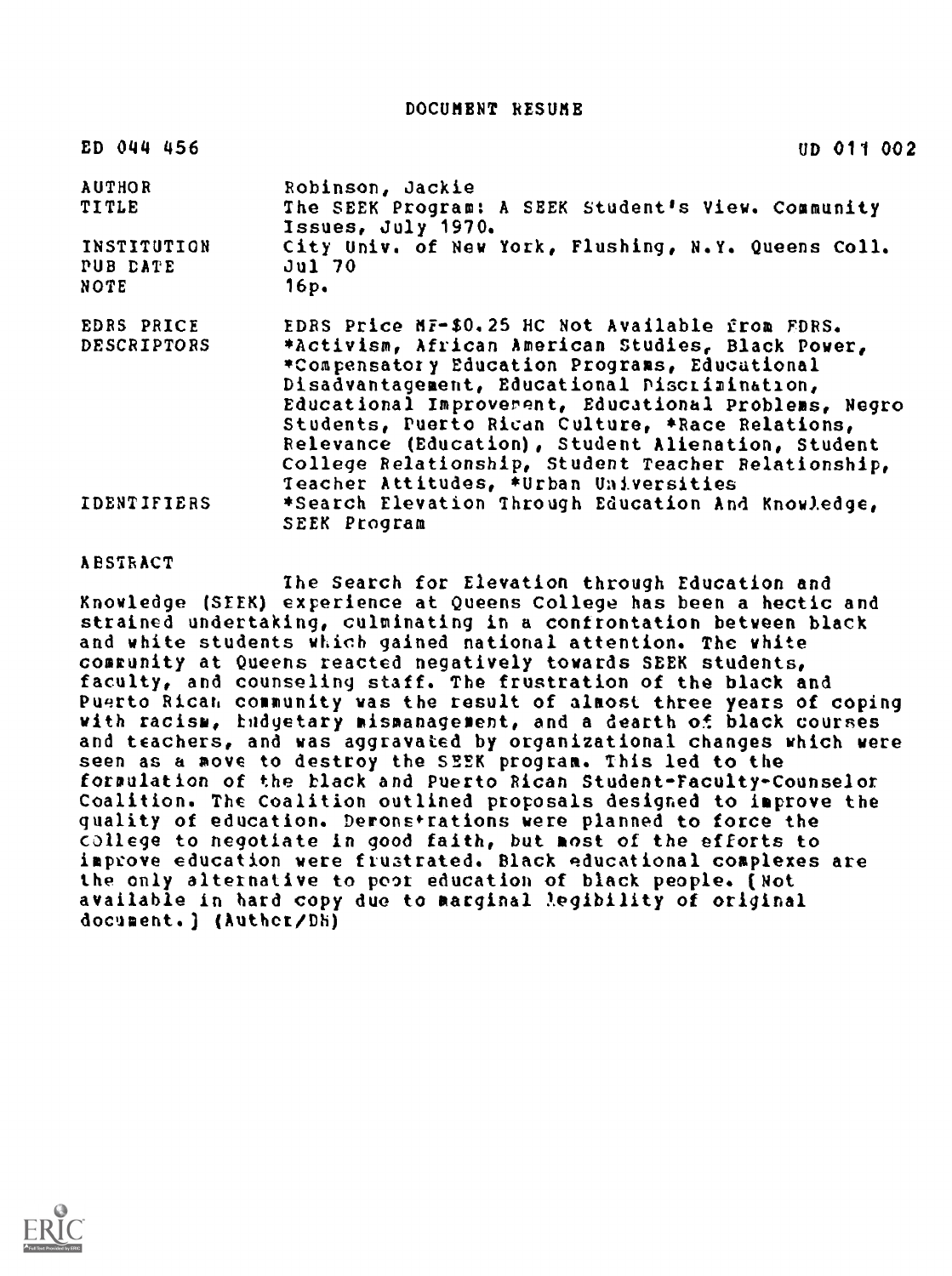# DOCUMENT RESUME

| | |
|---|---|
| ED 044 456 | UD 011 002 |
| AUTHOR | Robinson, Jackie |
| TITLE | The SEEK Program: A SEEK Student's View. Community Issues, July 1970. |
| INSTITUTION | City Univ. of New York, Flushing, N.Y. Queens Coll. |
| PUB DATE | Jul 70 |
| NOTE | 16p. |
| EDRS PRICE | EDRS Price MF-$0.25 HC Not Available from EDRS. |
| DESCRIPTORS | *Activism, African American Studies, Black Power, *Compensatory Education Programs, Educational Disadvantagement, Educational Discrimination, Educational Improvement, Educational Problems, Negro Students, Puerto Rican Culture, *Race Relations, Relevance (Education), Student Alienation, Student College Relationship, Student Teacher Relationship, Teacher Attitudes, *Urban Universities |
| IDENTIFIERS | *Search Elevation Through Education And Knowledge, SEEK Program |

## ABSTRACT

The Search for Elevation through Education and Knowledge (SEEK) experience at Queens College has been a hectic and strained undertaking, culminating in a confrontation between black and white students which gained national attention. The white community at Queens reacted negatively towards SEEK students, faculty, and counseling staff. The frustration of the black and Puerto Rican community was the result of almost three years of coping with racism, budgetary mismanagement, and a dearth of black courses and teachers, and was aggravated by organizational changes which were seen as a move to destroy the SEEK program. This led to the formulation of the black and Puerto Rican Student-Faculty-Counselor Coalition. The Coalition outlined proposals designed to improve the quality of education. Demonstrations were planned to force the college to negotiate in good faith, but most of the efforts to improve education were frustrated. Black educational complexes are the only alternative to poor education of black people. [Not available in hard copy due to marginal legibility of original document.] (Author/DM)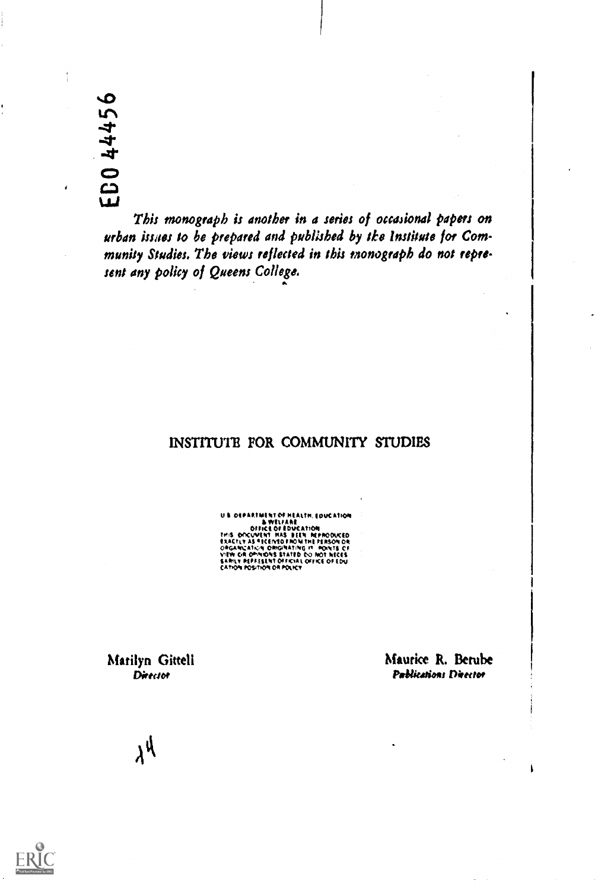ED044456

*This monograph is another in a series of occasional papers on urban issues to be prepared and published by the Institute for Community Studies. The views reflected in this monograph do not represent any policy of Queens College.*

## INSTITUTE FOR COMMUNITY STUDIES

U.S. DEPARTMENT OF HEALTH, EDUCATION & WELFARE
OFFICE OF EDUCATION
THIS DOCUMENT HAS BEEN REPRODUCED EXACTLY AS RECEIVED FROM THE PERSON OR ORGANIZATION ORIGINATING IT. POINTS OF VIEW OR OPINIONS STATED DO NOT NECESSARILY REPRESENT OFFICIAL OFFICE OF EDUCATION POSITION OR POLICY

Marilyn Gittell
*Director*

Maurice R. Berube
*Publications Director*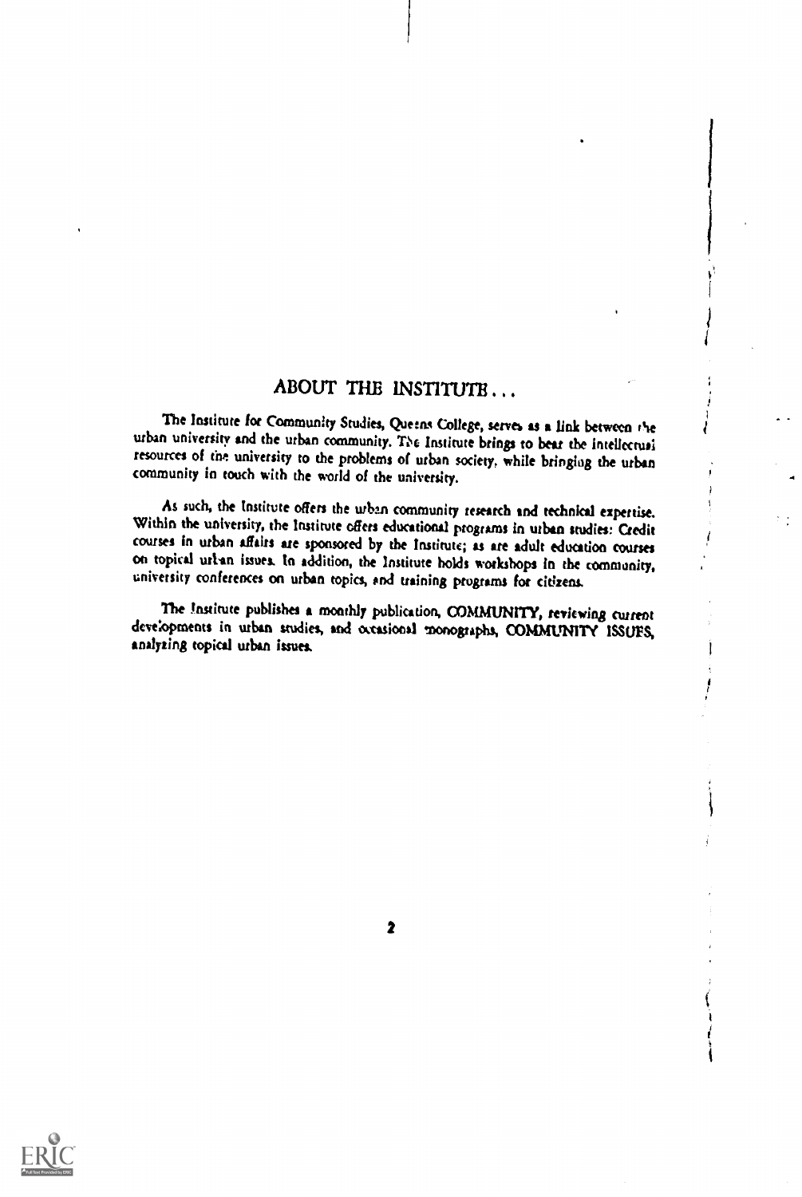## ABOUT THE INSTITUTE . . .

The Institute for Community Studies, Queens College, serves as a link between the urban university and the urban community. The Institute brings to bear the intellectual resources of the university to the problems of urban society, while bringing the urban community in touch with the world of the university.

As such, the Institute offers the urban community research and technical expertise. Within the university, the Institute offers educational programs in urban studies: Credit courses in urban affairs are sponsored by the Institute; as are adult education courses on topical urban issues. In addition, the Institute holds workshops in the community, university conferences on urban topics, and training programs for citizens.

The Institute publishes a monthly publication, COMMUNITY, reviewing current developments in urban studies, and occasional monographs, COMMUNITY ISSUES, analyzing topical urban issues.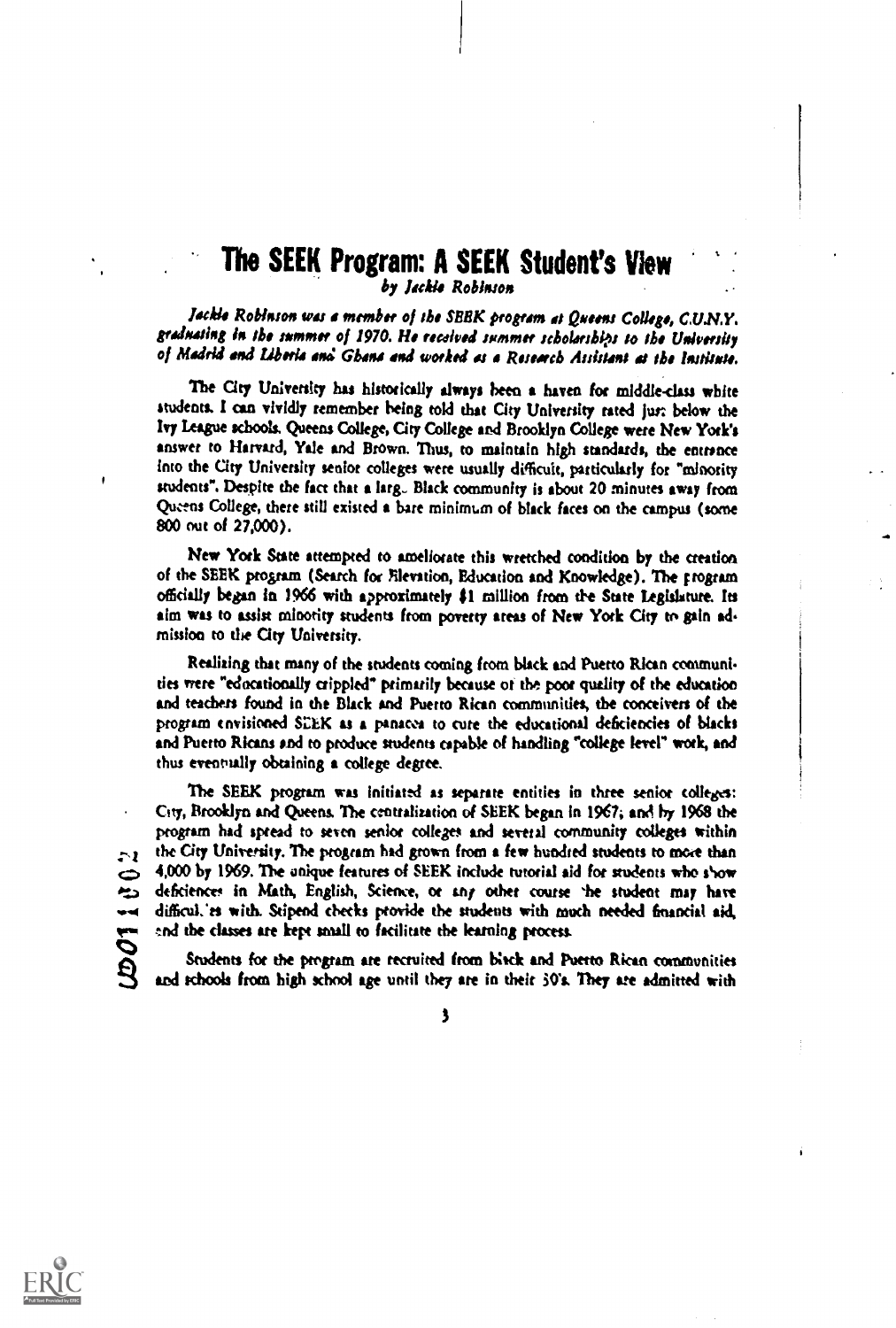# The SEEK Program: A SEEK Student's View

*by Jackie Robinson*

*Jackie Robinson was a member of the SEEK program at Queens College, C.U.N.Y. graduating in the summer of 1970. He received summer scholarships to the University of Madrid and Liberia and Ghana and worked as a Research Assistant at the Institute.*

The City University has historically always been a haven for middle-class white students. I can vividly remember being told that City University rated just below the Ivy League schools. Queens College, City College and Brooklyn College were New York's answer to Harvard, Yale and Brown. Thus, to maintain high standards, the entrance into the City University senior colleges were usually difficult, particularly for "minority students". Despite the fact that a large Black community is about 20 minutes away from Queens College, there still existed a bare minimum of black faces on the campus (some 800 out of 27,000).

New York State attempted to ameliorate this wretched condition by the creation of the SEEK program (Search for Elevation, Education and Knowledge). The program officially began in 1966 with approximately $1 million from the State Legislature. Its aim was to assist minority students from poverty areas of New York City to gain admission to the City University.

Realizing that many of the students coming from black and Puerto Rican communities were "educationally crippled" primarily because of the poor quality of the education and teachers found in the Black and Puerto Rican communities, the conceivers of the program envisioned SEEK as a panacea to cure the educational deficiencies of blacks and Puerto Ricans and to produce students capable of handling "college level" work, and thus eventually obtaining a college degree.

The SEEK program was initiated as separate entities in three senior colleges: City, Brooklyn and Queens. The centralization of SEEK began in 1967; and by 1968 the program had spread to seven senior colleges and several community colleges within the City University. The program had grown from a few hundred students to more than 4,000 by 1969. The unique features of SEEK include tutorial aid for students who show deficiences in Math, English, Science, or any other course the student may have difficulties with. Stipend checks provide the students with much needed financial aid, and the classes are kept small to facilitate the learning process.

Students for the program are recruited from black and Puerto Rican communities and schools from high school age until they are in their 30's. They are admitted with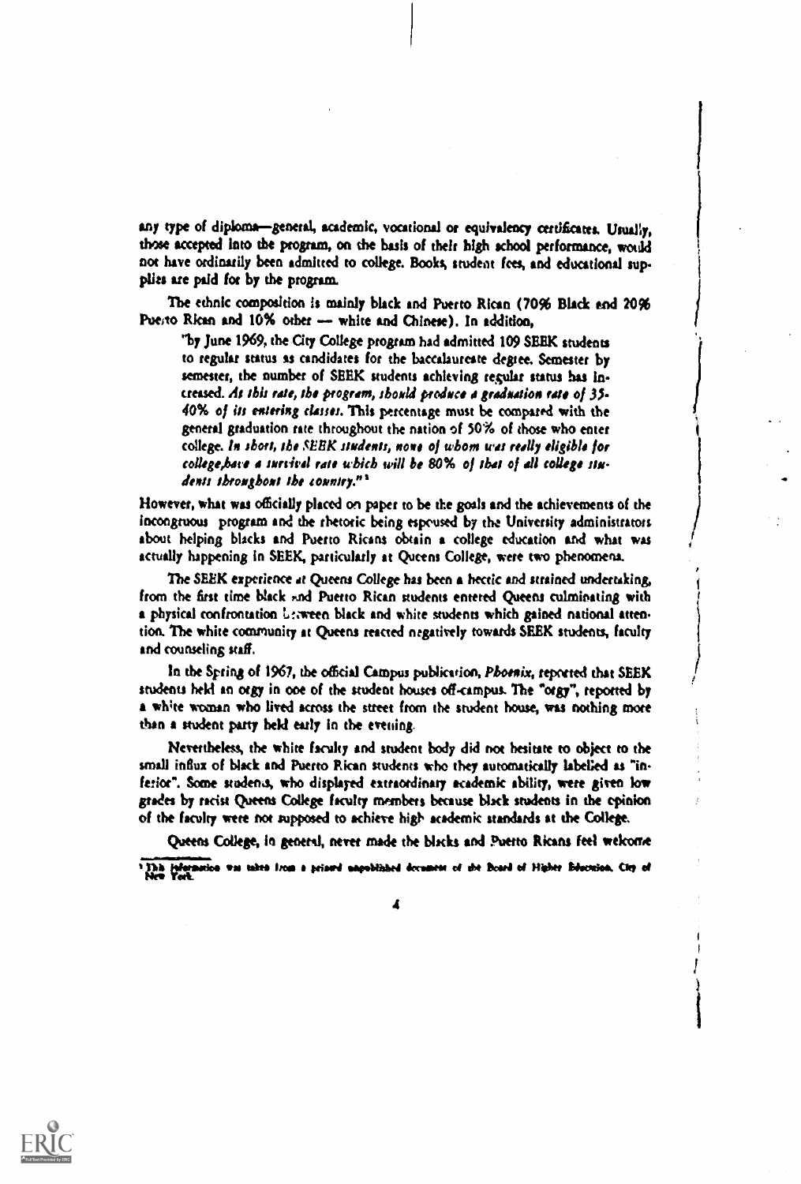any type of diploma—general, academic, vocational or equivalency certificates. Usually, those accepted into the program, on the basis of their high school performance, would not have ordinarily been admitted to college. Books, student fees, and educational supplies are paid for by the program.

The ethnic composition is mainly black and Puerto Rican (70% Black and 20% Puerto Rican and 10% other — white and Chinese). In addition,

> "by June 1969, the City College program had admitted 109 SEEK students to regular status as candidates for the baccalaureate degree. Semester by semester, the number of SEEK students achieving regular status has increased. *As this rate, the program, should produce a graduation rate of 35-40% of its entering classes.* This percentage must be compared with the general graduation rate throughout the nation of 50% of those who enter college. *In short, the SEEK students, none of whom was really eligible for college,have a survival rate which will be 80% of that of all college students throughout the country.*"[1]

However, what was officially placed on paper to be the goals and the achievements of the incongruous program and the rhetoric being espoused by the University administrators about helping blacks and Puerto Ricans obtain a college education and what was actually happening in SEEK, particularly at Queens College, were two phenomena.

The SEEK experience at Queens College has been a hectic and strained undertaking, from the first time black and Puerto Rican students entered Queens culminating with a physical confrontation between black and white students which gained national attention. The white community at Queens reacted negatively towards SEEK students, faculty and counseling staff.

In the Spring of 1967, the official Campus publication, *Phoenix*, reported that SEEK students held an orgy in one of the student houses off-campus. The "orgy", reported by a white woman who lived across the street from the student house, was nothing more than a student party held early in the evening.

Nevertheless, the white faculty and student body did not hesitate to object to the small influx of black and Puerto Rican students who they automatically labelled as "inferior". Some students, who displayed extraordinary academic ability, were given low grades by racist Queens College faculty members because black students in the opinion of the faculty were not supposed to achieve high academic standards at the College.

Queens College, in general, never made the blacks and Puerto Ricans feel welcome

[1] This information was taken from a printed unpublished document of the Board of Higher Education, City of New York.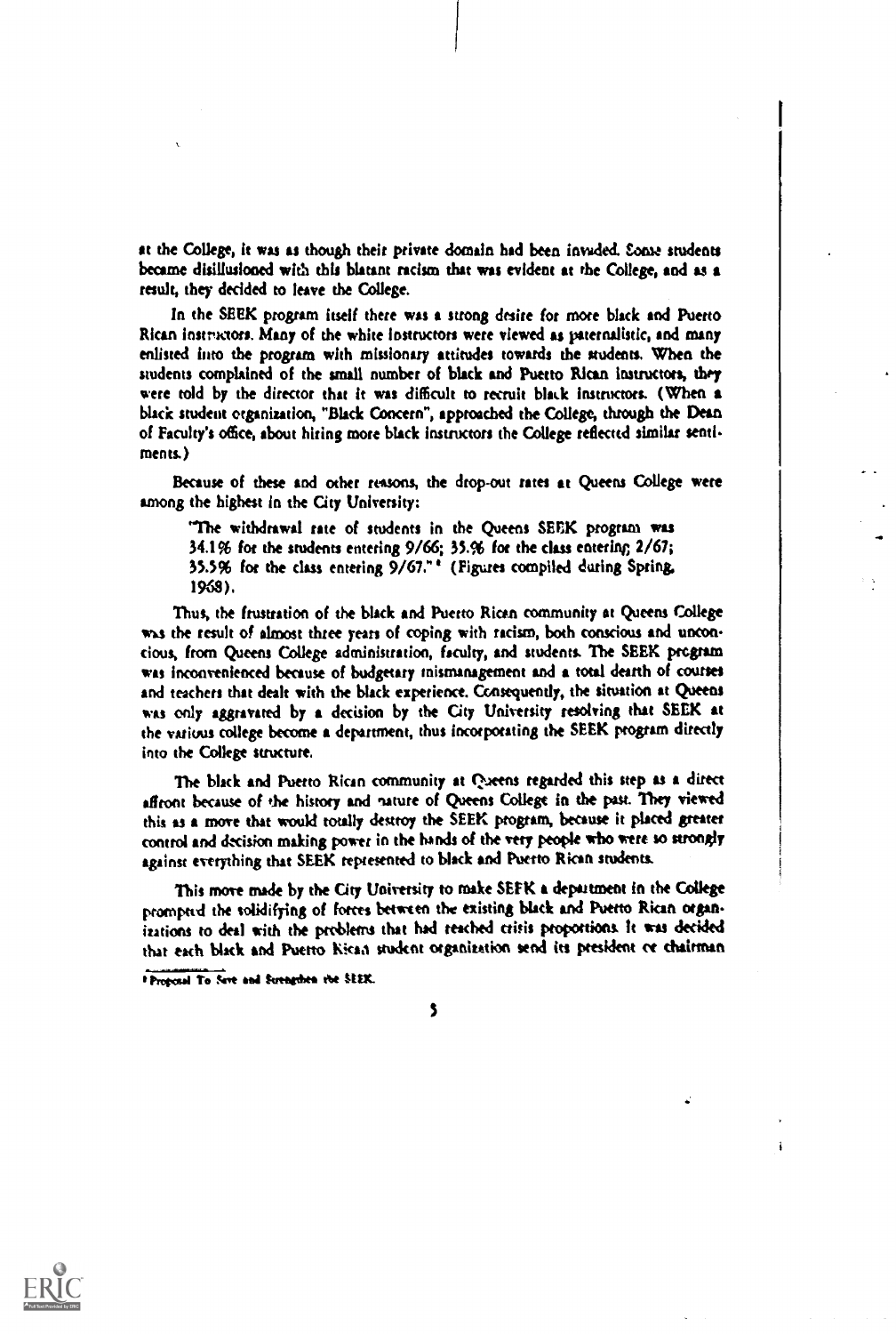at the College, it was as though their private domain had been invaded. Some students became disillusioned with this blatant racism that was evident at the College, and as a result, they decided to leave the College.

In the SEEK program itself there was a strong desire for more black and Puerto Rican instructors. Many of the white instructors were viewed as paternalistic, and many enlisted into the program with missionary attitudes towards the students. When the students complained of the small number of black and Puerto Rican instructors, they were told by the director that it was difficult to recruit black instructors. (When a black student organization, "Black Concern", approached the College, through the Dean of Faculty's office, about hiring more black instructors the College reflected similar sentiments.)

Because of these and other reasons, the drop-out rates at Queens College were among the highest in the City University:

> "The withdrawal rate of students in the Queens SEEK program was 34.1% for the students entering 9/66; 35.% for the class entering 2/67; 35.5% for the class entering 9/67."[4] (Figures compiled during Spring, 1968).

Thus, the frustration of the black and Puerto Rican community at Queens College was the result of almost three years of coping with racism, both conscious and unconscious, from Queens College administration, faculty, and students. The SEEK program was inconvenienced because of budgetary mismanagement and a total dearth of courses and teachers that dealt with the black experience. Consequently, the situation at Queens was only aggravated by a decision by the City University resolving that SEEK at the various college become a department, thus incorporating the SEEK program directly into the College structure.

The black and Puerto Rican community at Queens regarded this step as a direct affront because of the history and nature of Queens College in the past. They viewed this as a move that would totally destroy the SEEK program, because it placed greater control and decision making power in the hands of the very people who were so strongly against everything that SEEK represented to black and Puerto Rican students.

This move made by the City University to make SEEK a department in the College prompted the solidifying of forces between the existing black and Puerto Rican organizations to deal with the problems that had reached crisis proportions. It was decided that each black and Puerto Rican student organization send its president or chairman

---

[4] Proposal To Save and Strengthen the SEEK.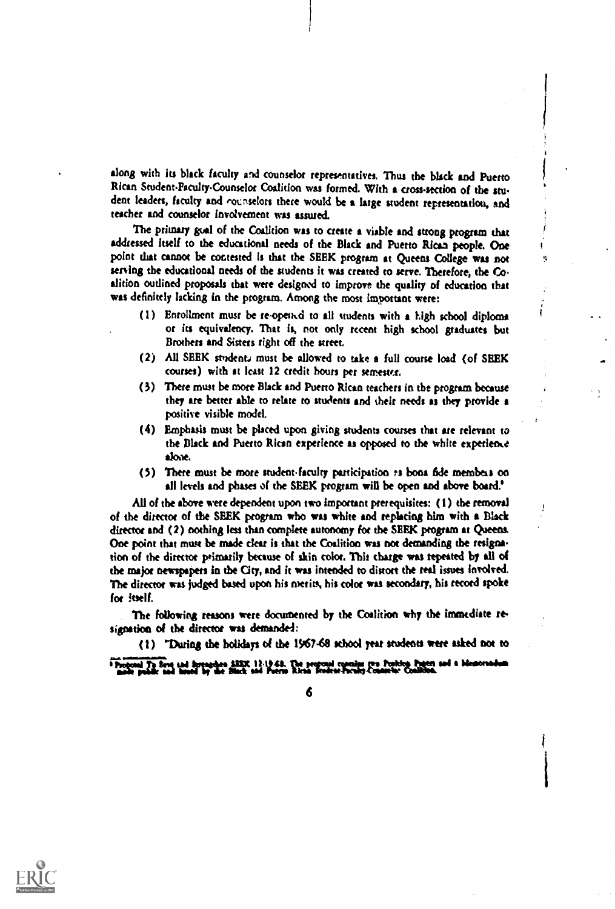along with its black faculty and counselor representatives. Thus the black and Puerto Rican Student-Faculty-Counselor Coalition was formed. With a cross-section of the student leaders, faculty and counselors there would be a large student representation, and teacher and counselor involvement was assured.

The primary goal of the Coalition was to create a viable and strong program that addressed itself to the educational needs of the Black and Puerto Rican people. One point that cannot be contested is that the SEEK program at Queens College was not serving the educational needs of the students it was created to serve. Therefore, the Coalition outlined proposals that were designed to improve the quality of education that was definitely lacking in the program. Among the most important were:

(1) Enrollment must be re-opened to all students with a high school diploma or its equivalency. That is, not only recent high school graduates but Brothers and Sisters right off the street.

(2) All SEEK students must be allowed to take a full course load (of SEEK courses) with at least 12 credit hours per semester.

(3) There must be more Black and Puerto Rican teachers in the program because they are better able to relate to students and their needs as they provide a positive visible model.

(4) Emphasis must be placed upon giving students courses that are relevant to the Black and Puerto Rican experience as opposed to the white experience alone.

(5) There must be more student-faculty participation as bona fide members on all levels and phases of the SEEK program will be open and above board.[1]

All of the above were dependent upon two important prerequisites: (1) the removal of the director of the SEEK program who was white and replacing him with a Black director and (2) nothing less than complete autonomy for the SEEK program at Queens. One point that must be made clear is that the Coalition was not demanding the resignation of the director primarily because of skin color. This charge was repeated by all of the major newspapers in the City, and it was intended to distort the real issues involved. The director was judged based upon his merits, his color was secondary, his record spoke for itself.

The following reasons were documented by the Coalition why the immediate resignation of the director was demanded:

(1) "During the holidays of the 1967-68 school year students were asked not to

[1] Proposal To Save and Strengthen SEEK 12-19-68. The proposal contains two Position Papers and a Memorandum made public and issued by the Black and Puerto Rican Student-Faculty-Counselor Coalition.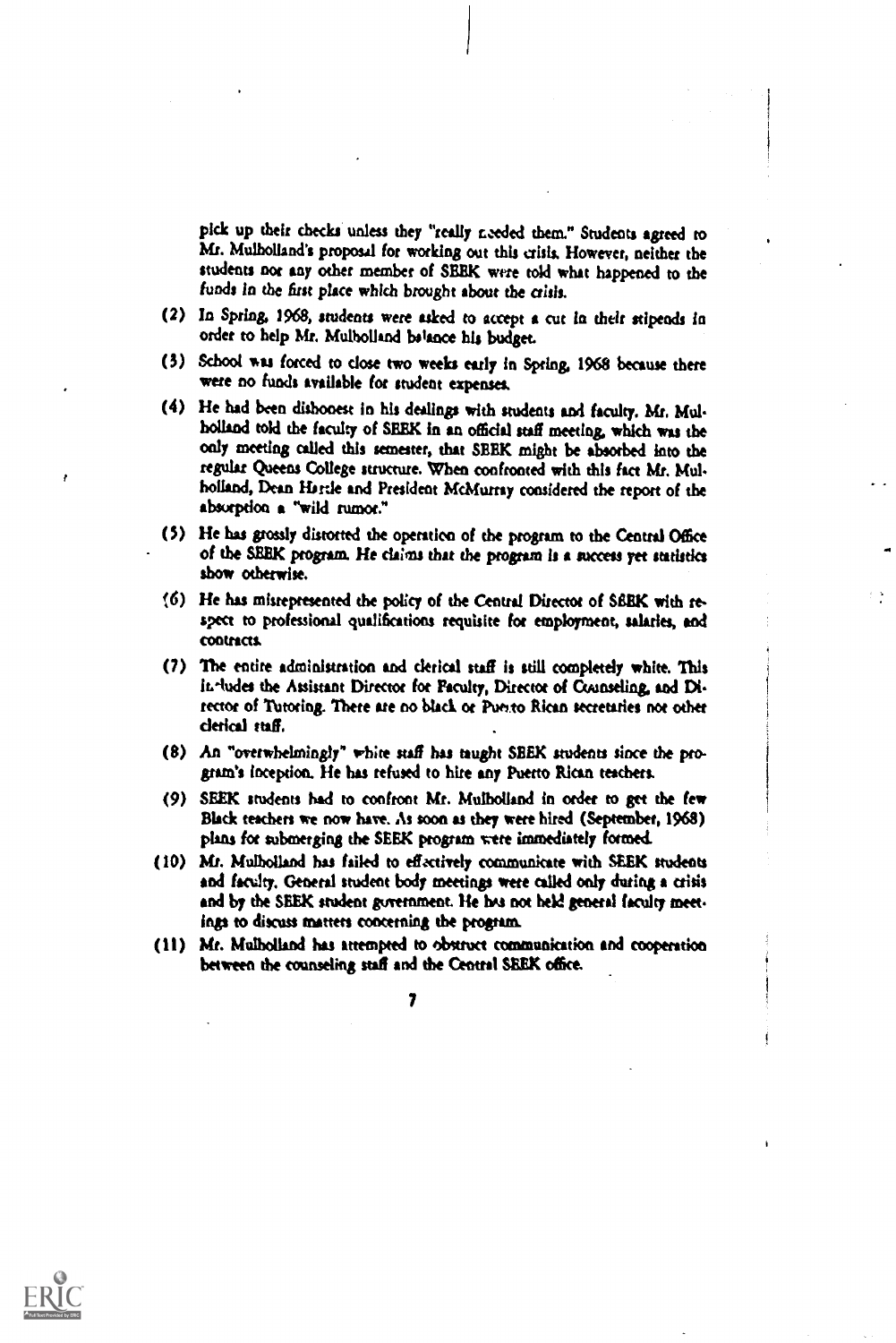pick up their checks unless they "really needed them." Students agreed to Mr. Mulholland's proposal for working out this crisis. However, neither the students nor any other member of SEEK were told what happened to the funds in the first place which brought about the crisis.

(2) In Spring, 1968, students were asked to accept a cut in their stipends in order to help Mr. Mulholland balance his budget.

(3) School was forced to close two weeks early in Spring, 1968 because there were no funds available for student expenses.

(4) He had been dishonest in his dealings with students and faculty. Mr. Mulholland told the faculty of SEEK in an official staff meeting, which was the only meeting called this semester, that SEEK might be absorbed into the regular Queens College structure. When confronted with this fact Mr. Mulholland, Dean Hartle and President McMurray considered the report of the absorption a "wild rumor."

(5) He has grossly distorted the operation of the program to the Central Office of the SEEK program. He claims that the program is a success yet statistics show otherwise.

(6) He has misrepresented the policy of the Central Director of SEEK with respect to professional qualifications requisite for employment, salaries, and contracts.

(7) The entire administration and clerical staff is still completely white. This includes the Assistant Director for Faculty, Director of Counseling, and Director of Tutoring. There are no black or Puerto Rican secretaries nor other clerical staff.

(8) An "overwhelmingly" white staff has taught SEEK students since the program's inception. He has refused to hire any Puerto Rican teachers.

(9) SEEK students had to confront Mr. Mulholland in order to get the few Black teachers we now have. As soon as they were hired (September, 1968) plans for submerging the SEEK program were immediately formed.

(10) Mr. Mulholland has failed to effectively communicate with SEEK students and faculty. General student body meetings were called only during a crisis and by the SEEK student government. He has not held general faculty meetings to discuss matters concerning the program.

(11) Mr. Mulholland has attempted to obstruct communication and cooperation between the counseling staff and the Central SEEK office.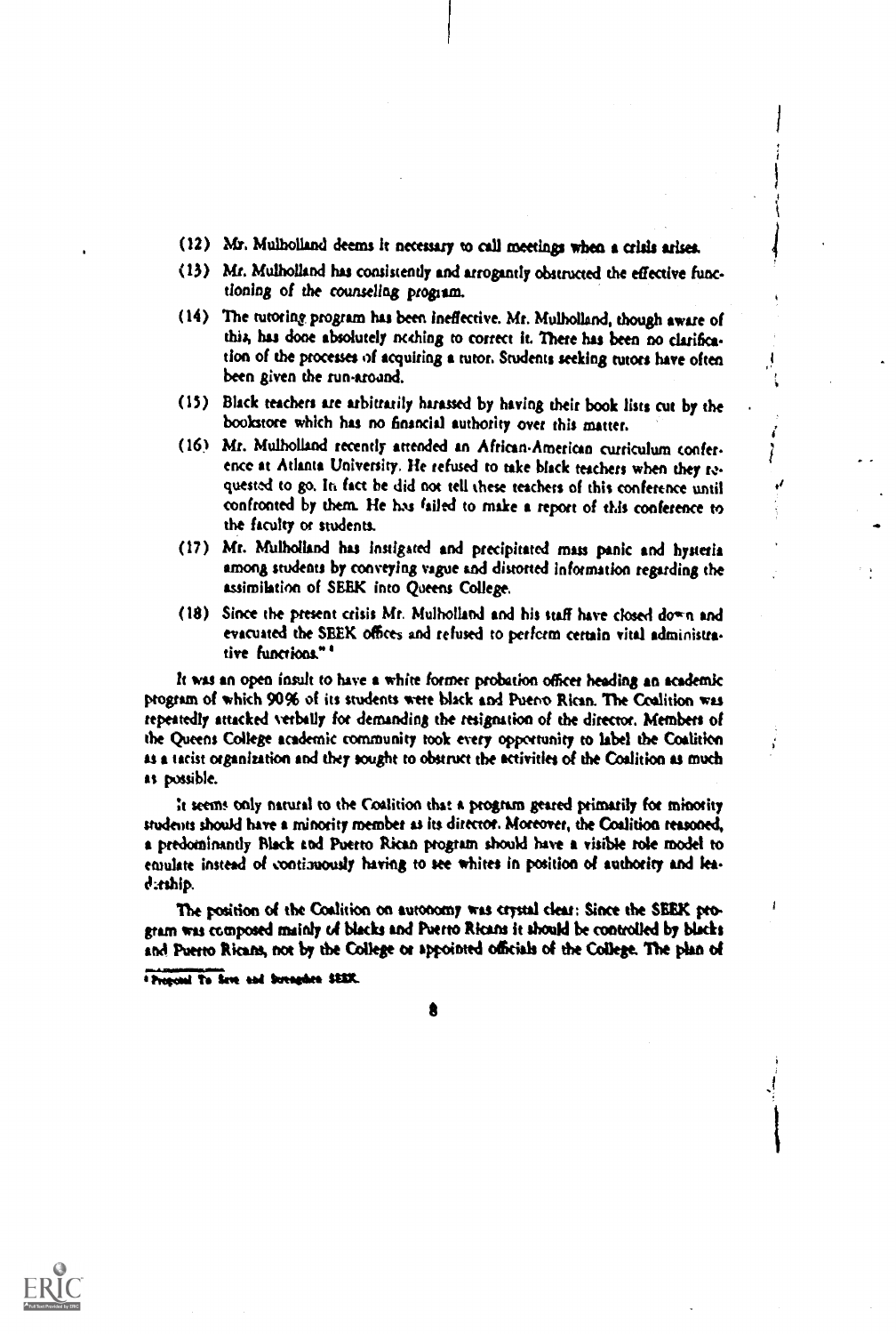(12) Mr. Mulholland deems it necessary to call meetings when a crisis arises.

(13) Mr. Mulholland has consistently and arrogantly obstructed the effective functioning of the counseling program.

(14) The tutoring program has been ineffective. Mr. Mulholland, though aware of this, has done absolutely nothing to correct it. There has been no clarification of the processes of acquiring a tutor. Students seeking tutors have often been given the run-around.

(15) Black teachers are arbitrarily harassed by having their book lists cut by the bookstore which has no financial authority over this matter.

(16) Mr. Mulholland recently attended an African-American curriculum conference at Atlanta University. He refused to take black teachers when they requested to go. In fact he did not tell these teachers of this conference until confronted by them. He has failed to make a report of this conference to the faculty or students.

(17) Mr. Mulholland has instigated and precipitated mass panic and hysteria among students by conveying vague and distorted information regarding the assimilation of SEEK into Queens College.

(18) Since the present crisis Mr. Mulholland and his staff have closed down and evacuated the SEEK offices and refused to perform certain vital administrative functions."[4]

It was an open insult to have a white former probation officer heading an academic program of which 90% of its students were black and Puerto Rican. The Coalition was repeatedly attacked verbally for demanding the resignation of the director. Members of the Queens College academic community took every opportunity to label the Coalition as a racist organization and they sought to obstruct the activities of the Coalition as much as possible.

It seems only natural to the Coalition that a program geared primarily for minority students should have a minority member as its director. Moreover, the Coalition reasoned, a predominantly Black and Puerto Rican program should have a visible role model to emulate instead of continuously having to see whites in position of authority and leadership.

The position of the Coalition on autonomy was crystal clear: Since the SEEK program was composed mainly of blacks and Puerto Ricans it should be controlled by blacks and Puerto Ricans, not by the College or appointed officials of the College. The plan of

[4] Proposal To Save and Strengthen SEEK.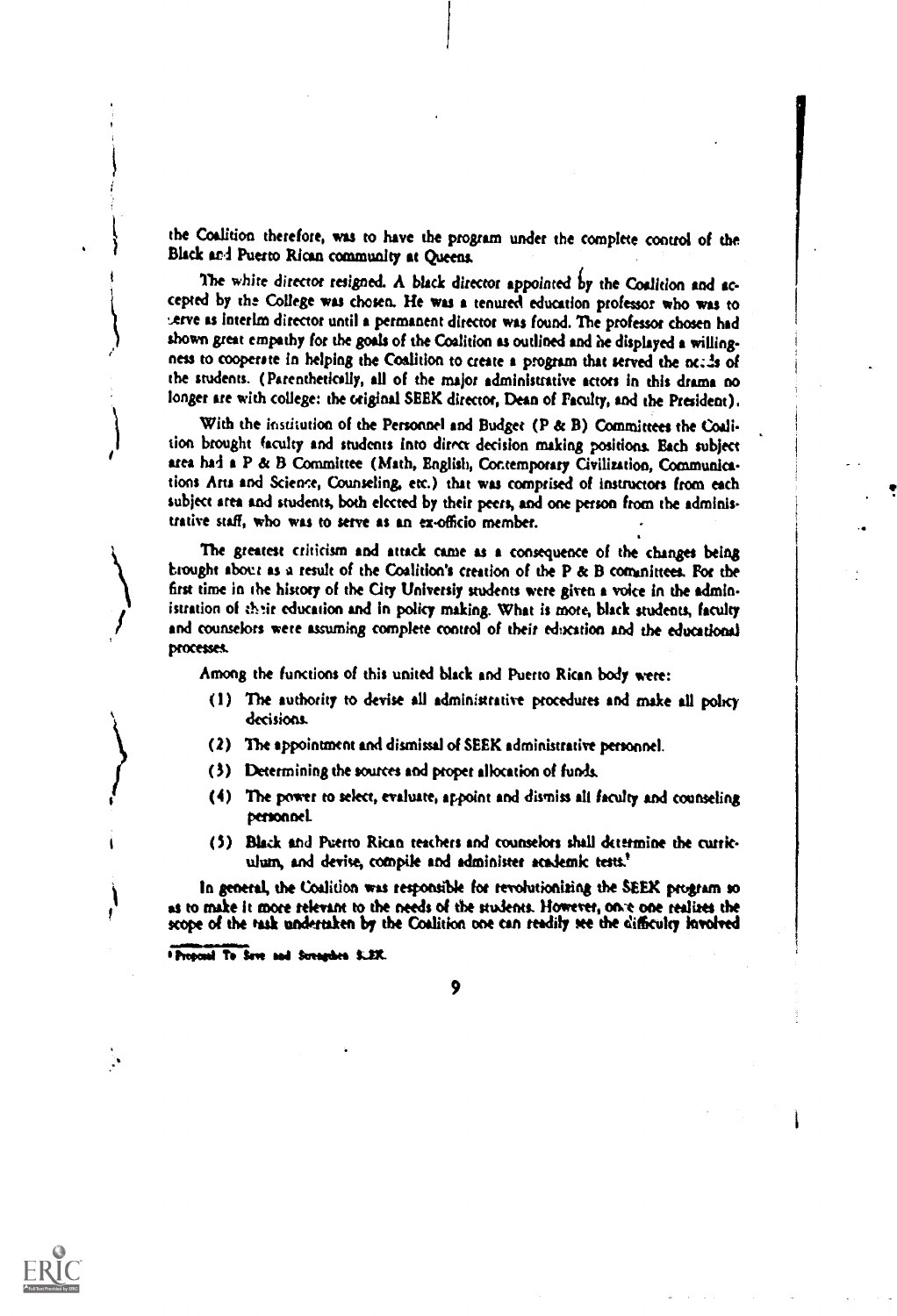the Coalition therefore, was to have the program under the complete control of the Black and Puerto Rican community at Queens.

The white director resigned. A black director appointed by the Coalition and accepted by the College was chosen. He was a tenured education professor who was to serve as interim director until a permanent director was found. The professor chosen had shown great empathy for the goals of the Coalition as outlined and he displayed a willingness to cooperate in helping the Coalition to create a program that served the needs of the students. (Parenthetically, all of the major administrative actors in this drama no longer are with college: the original SEEK director, Dean of Faculty, and the President).

With the institution of the Personnel and Budget (P & B) Committees the Coalition brought faculty and students into direct decision making positions. Each subject area had a P & B Committee (Math, English, Contemporary Civilization, Communications Arts and Science, Counseling, etc.) that was comprised of instructors from each subject area and students, both elected by their peers, and one person from the administrative staff, who was to serve as an ex-officio member.

The greatest criticism and attack came as a consequence of the changes being brought about as a result of the Coalition's creation of the P & B committees. For the first time in the history of the City Universiy students were given a voice in the administration of their education and in policy making. What is more, black students, faculty and counselors were assuming complete control of their education and the educational processes.

Among the functions of this united black and Puerto Rican body were:

(1) The authority to devise all administrative procedures and make all policy decisions.

(2) The appointment and dismissal of SEEK administrative personnel.

(3) Determining the sources and proper allocation of funds.

(4) The power to select, evaluate, appoint and dismiss all faculty and counseling personnel.

(5) Black and Puerto Rican teachers and counselors shall determine the curriculum, and devise, compile and administer academic tests.[1]

In general, the Coalition was responsible for revolutionizing the SEEK program so as to make it more relevant to the needs of the students. However, once one realizes the scope of the task undertaken by the Coalition one can readily see the difficulty involved

[1] Proposal To Save and Strengthen SEEK.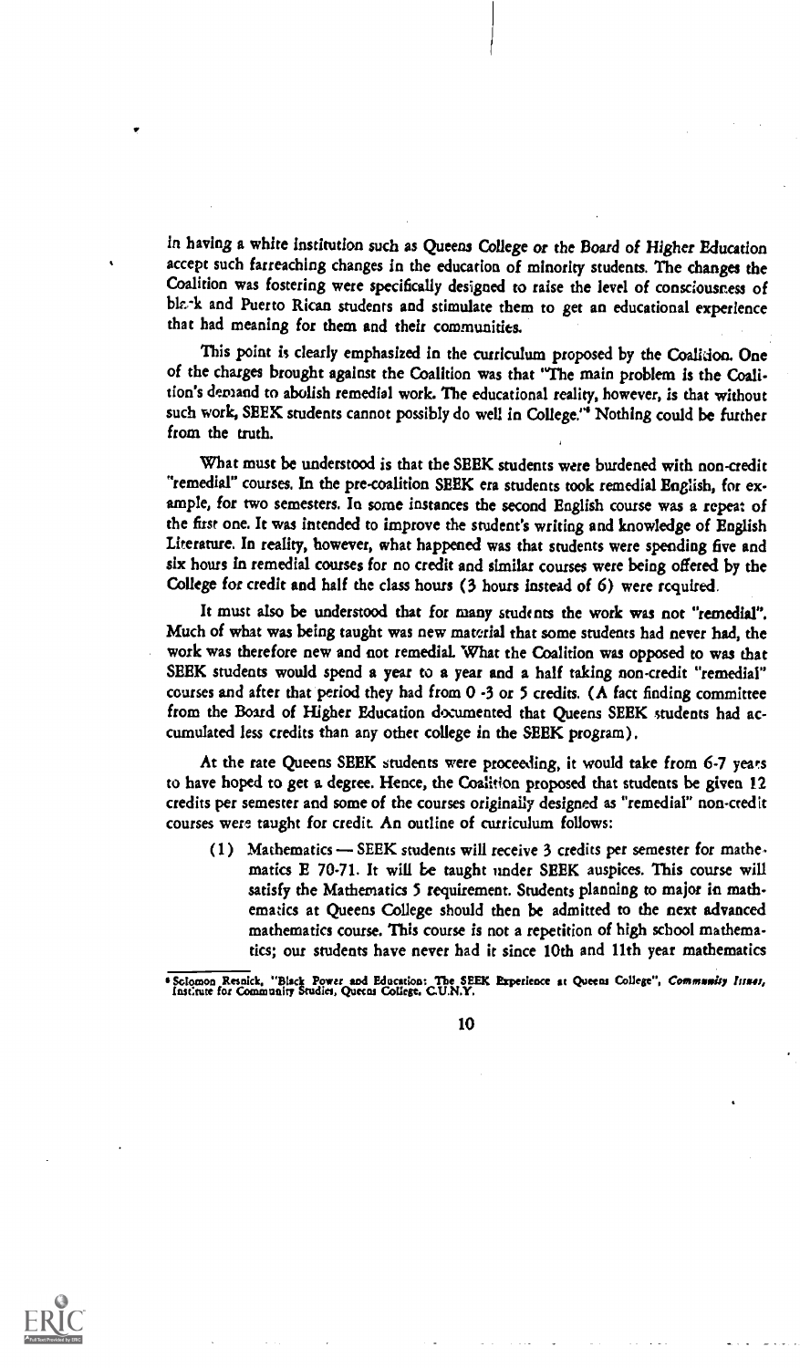in having a white institution such as Queens College or the Board of Higher Education accept such farreaching changes in the education of minority students. The changes the Coalition was fostering were specifically designed to raise the level of consciousness of black and Puerto Rican students and stimulate them to get an educational experience that had meaning for them and their communities.

This point is clearly emphasized in the curriculum proposed by the Coalition. One of the charges brought against the Coalition was that "The main problem is the Coalition's demand to abolish remedial work. The educational reality, however, is that without such work, SEEK students cannot possibly do well in College."[6] Nothing could be further from the truth.

What must be understood is that the SEEK students were burdened with non-credit "remedial" courses. In the pre-coalition SEEK era students took remedial English, for example, for two semesters. In some instances the second English course was a repeat of the first one. It was intended to improve the student's writing and knowledge of English Literature. In reality, however, what happened was that students were spending five and six hours in remedial courses for no credit and similar courses were being offered by the College for credit and half the class hours (3 hours instead of 6) were required.

It must also be understood that for many students the work was not "remedial". Much of what was being taught was new material that some students had never had, the work was therefore new and not remedial. What the Coalition was opposed to was that SEEK students would spend a year to a year and a half taking non-credit "remedial" courses and after that period they had from 0 -3 or 5 credits. (A fact finding committee from the Board of Higher Education documented that Queens SEEK students had accumulated less credits than any other college in the SEEK program).

At the rate Queens SEEK students were proceeding, it would take from 6-7 years to have hoped to get a degree. Hence, the Coalition proposed that students be given 12 credits per semester and some of the courses originally designed as "remedial" non-credit courses were taught for credit. An outline of curriculum follows:

(1) Mathematics — SEEK students will receive 3 credits per semester for mathematics E 70-71. It will be taught under SEEK auspices. This course will satisfy the Mathematics 5 requirement. Students planning to major in mathematics at Queens College should then be admitted to the next advanced mathematics course. This course is not a repetition of high school mathematics; our students have never had it since 10th and 11th year mathematics

[6] Solomon Resnick, "Black Power and Education: The SEEK Experience at Queens College", *Community Issues*, Institute for Community Studies, Queens College, C.U.N.Y.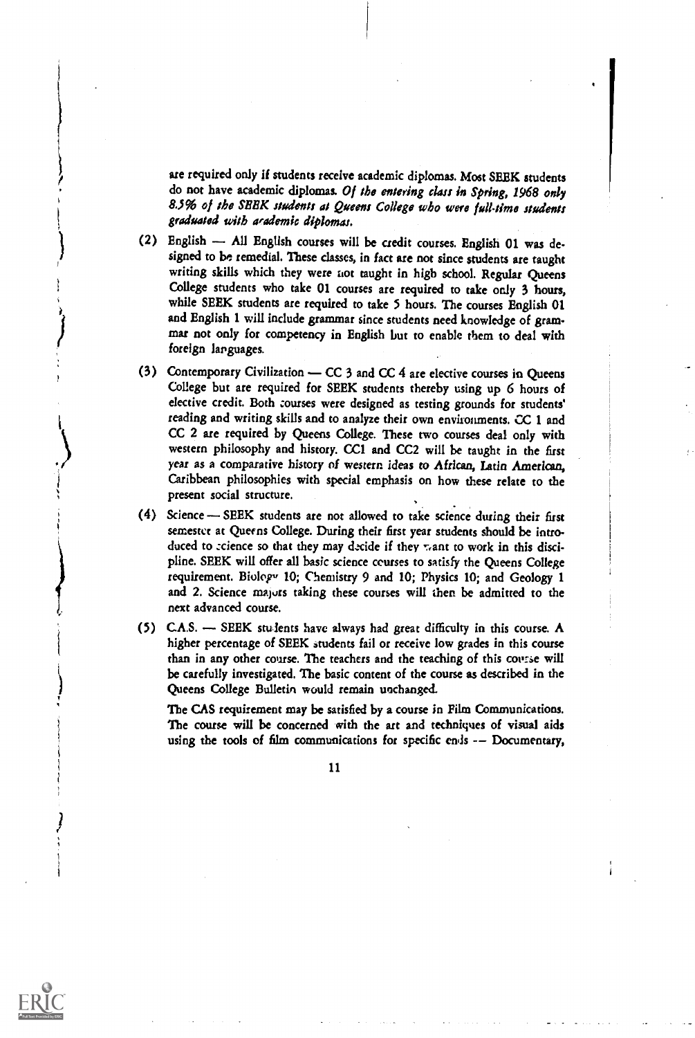are required only if students receive academic diplomas. Most SEEK students do not have academic diplomas. *Of the entering class in Spring, 1968 only 8.5% of the SEEK students at Queens College who were full-time students graduated with academic diplomas.*

(2) English — All English courses will be credit courses. English 01 was designed to be remedial. These classes, in fact are not since students are taught writing skills which they were not taught in high school. Regular Queens College students who take 01 courses are required to take only 3 hours, while SEEK students are required to take 5 hours. The courses English 01 and English 1 will include grammar since students need knowledge of grammar not only for competency in English but to enable them to deal with foreign languages.

(3) Contemporary Civilization — CC 3 and CC 4 are elective courses in Queens College but are required for SEEK students thereby using up 6 hours of elective credit. Both courses were designed as testing grounds for students' reading and writing skills and to analyze their own environments. CC 1 and CC 2 are required by Queens College. These two courses deal only with western philosophy and history. CC1 and CC2 will be taught in the first year as a comparative history of western ideas to African, Latin American, Caribbean philosophies with special emphasis on how these relate to the present social structure.

(4) Science — SEEK students are not allowed to take science during their first semester at Queens College. During their first year students should be introduced to science so that they may decide if they want to work in this discipline. SEEK will offer all basic science courses to satisfy the Queens College requirement. Biology 10; Chemistry 9 and 10; Physics 10; and Geology 1 and 2. Science majors taking these courses will then be admitted to the next advanced course.

(5) C.A.S. — SEEK students have always had great difficulty in this course. A higher percentage of SEEK students fail or receive low grades in this course than in any other course. The teachers and the teaching of this course will be carefully investigated. The basic content of the course as described in the Queens College Bulletin would remain unchanged.

The CAS requirement may be satisfied by a course in Film Communications. The course will be concerned with the art and techniques of visual aids using the tools of film communications for specific ends -- Documentary,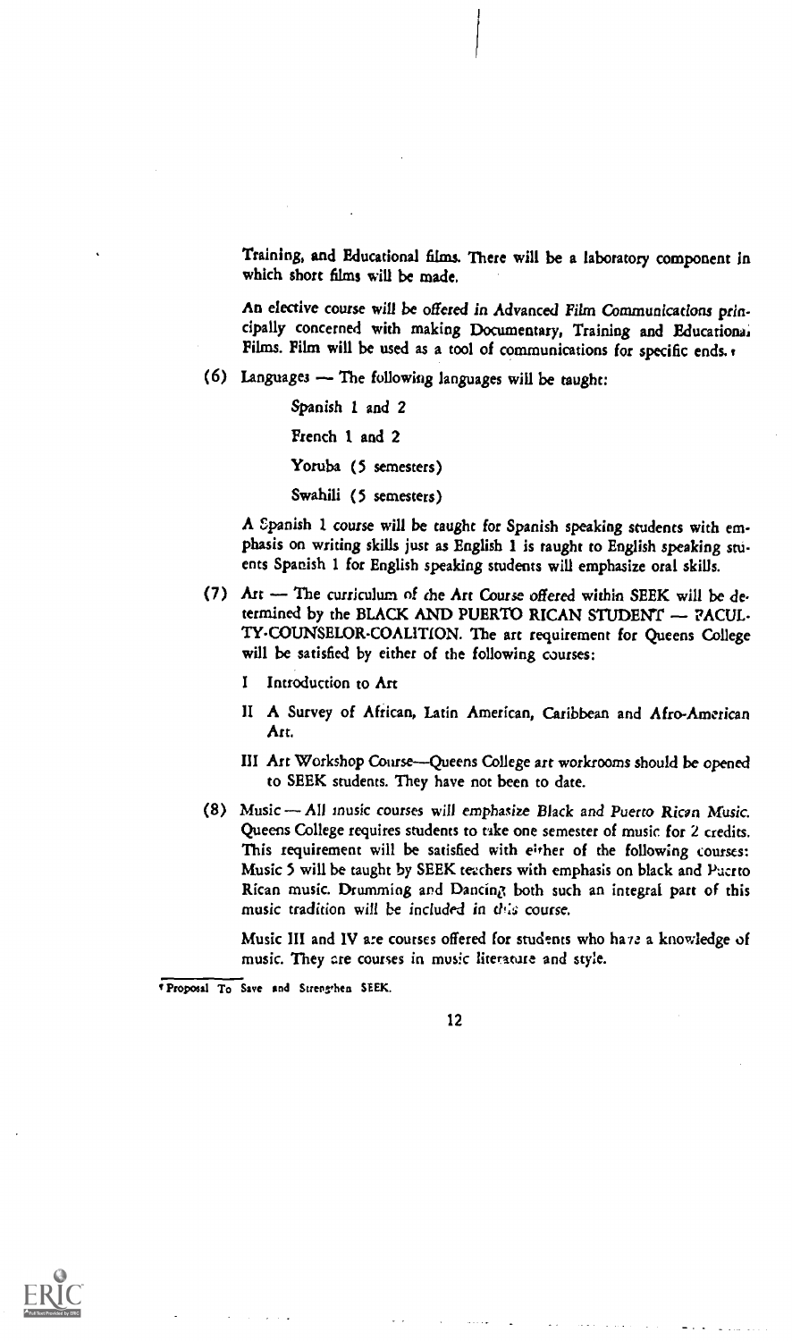Training, and Educational films. There will be a laboratory component in which short films will be made.

An elective course will be offered in Advanced Film Communications principally concerned with making Documentary, Training and Educational Films. Film will be used as a tool of communications for specific ends.[†]

(6) Languages — The following languages will be taught:

Spanish 1 and 2

French 1 and 2

Yoruba (5 semesters)

Swahili (5 semesters)

A Spanish 1 course will be taught for Spanish speaking students with emphasis on writing skills just as English 1 is taught to English speaking students Spanish 1 for English speaking students will emphasize oral skills.

(7) Art — The curriculum of the Art Course offered within SEEK will be determined by the BLACK AND PUERTO RICAN STUDENT — FACULTY-COUNSELOR-COALITION. The art requirement for Queens College will be satisfied by either of the following courses:

I Introduction to Art

II A Survey of African, Latin American, Caribbean and Afro-American Art.

III Art Workshop Course—Queens College art workrooms should be opened to SEEK students. They have not been to date.

(8) Music — All music courses will emphasize Black and Puerto Rican Music. Queens College requires students to take one semester of music for 2 credits. This requirement will be satisfied with either of the following courses: Music 5 will be taught by SEEK teachers with emphasis on black and Puerto Rican music. Drumming and Dancing both such an integral part of this music tradition will be included in this course.

Music III and IV are courses offered for students who have a knowledge of music. They are courses in music literature and style.

[†] Proposal To Save and Strengthen SEEK.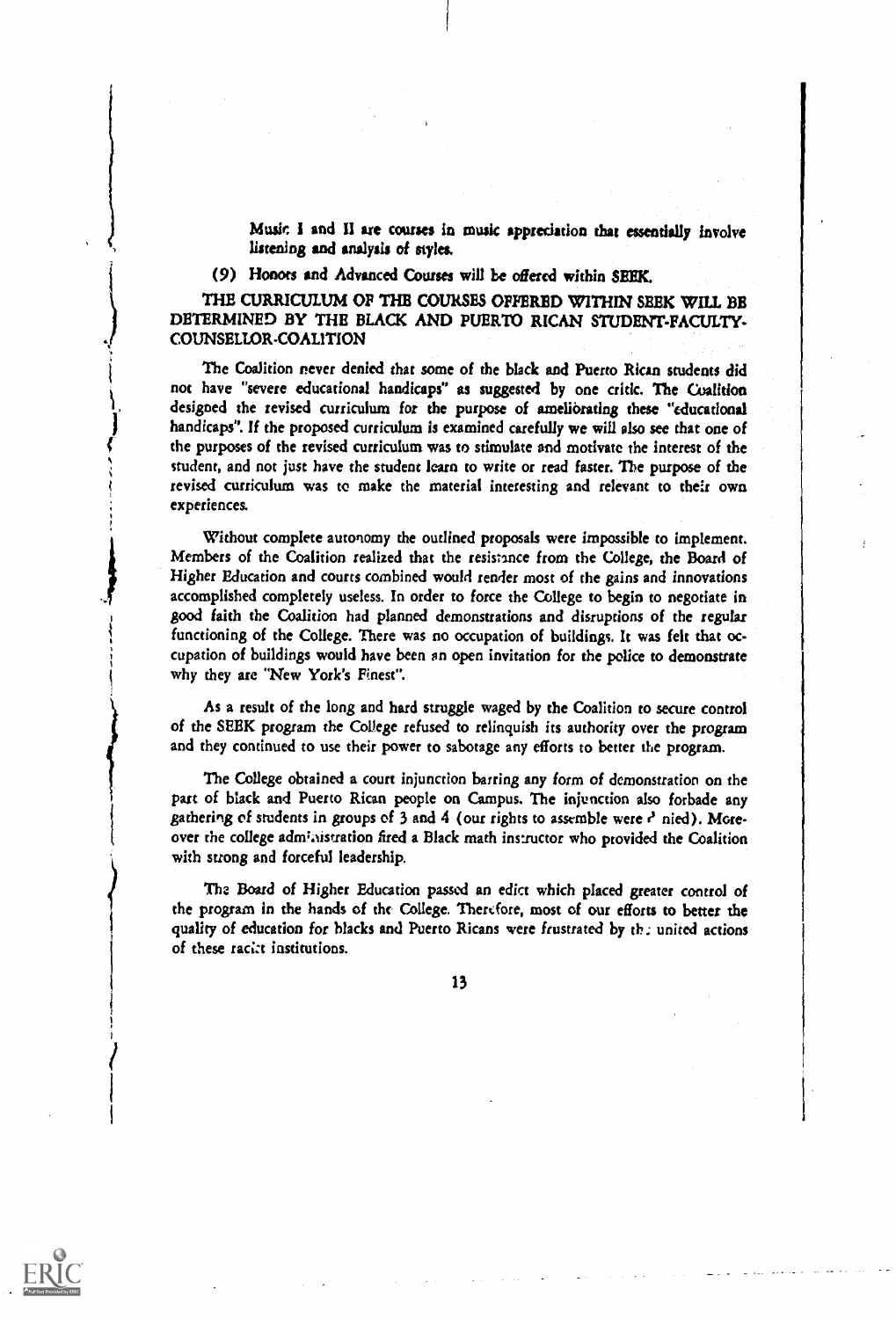Music I and II are courses in music appreciation that essentially involve listening and analysis of styles.

(9) Honors and Advanced Courses will be offered within SEEK.

THE CURRICULUM OF THE COURSES OFFERED WITHIN SEEK WILL BE DETERMINED BY THE BLACK AND PUERTO RICAN STUDENT-FACULTY-COUNSELLOR-COALITION

The Coalition never denied that some of the black and Puerto Rican students did not have "severe educational handicaps" as suggested by one critic. The Coalition designed the revised curriculum for the purpose of ameliorating these "educational handicaps". If the proposed curriculum is examined carefully we will also see that one of the purposes of the revised curriculum was to stimulate and motivate the interest of the student, and not just have the student learn to write or read faster. The purpose of the revised curriculum was to make the material interesting and relevant to their own experiences.

Without complete autonomy the outlined proposals were impossible to implement. Members of the Coalition realized that the resistance from the College, the Board of Higher Education and courts combined would render most of the gains and innovations accomplished completely useless. In order to force the College to begin to negotiate in good faith the Coalition had planned demonstrations and disruptions of the regular functioning of the College. There was no occupation of buildings. It was felt that occupation of buildings would have been an open invitation for the police to demonstrate why they are "New York's Finest".

As a result of the long and hard struggle waged by the Coalition to secure control of the SEEK program the College refused to relinquish its authority over the program and they continued to use their power to sabotage any efforts to better the program.

The College obtained a court injunction barring any form of demonstration on the part of black and Puerto Rican people on Campus. The injunction also forbade any gathering of students in groups of 3 and 4 (our rights to assemble were denied). Moreover the college administration fired a Black math instructor who provided the Coalition with strong and forceful leadership.

The Board of Higher Education passed an edict which placed greater control of the program in the hands of the College. Therefore, most of our efforts to better the quality of education for blacks and Puerto Ricans were frustrated by the united actions of these racist institutions.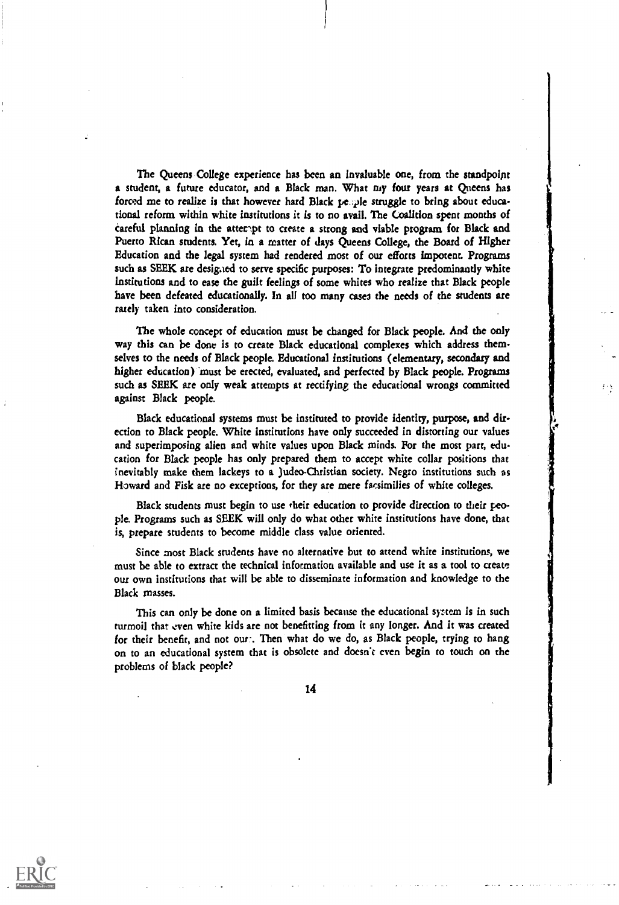The Queens College experience has been an invaluable one, from the standpoint a student, a future educator, and a Black man. What my four years at Queens has forced me to realize is that however hard Black people struggle to bring about educational reform within white institutions it is to no avail. The Coalition spent months of careful planning in the attempt to create a strong and viable program for Black and Puerto Rican students. Yet, in a matter of days Queens College, the Board of Higher Education and the legal system had rendered most of our efforts impotent. Programs such as SEEK are designed to serve specific purposes: To integrate predominantly white institutions and to ease the guilt feelings of some whites who realize that Black people have been defeated educationally. In all too many cases the needs of the students are rarely taken into consideration.

The whole concept of education must be changed for Black people. And the only way this can be done is to create Black educational complexes which address themselves to the needs of Black people. Educational institutions (elementary, secondary and higher education) must be erected, evaluated, and perfected by Black people. Programs such as SEEK are only weak attempts at rectifying the educational wrongs committed against Black people.

Black educational systems must be instituted to provide identity, purpose, and direction to Black people. White institutions have only succeeded in distorting our values and superimposing alien and white values upon Black minds. For the most part, education for Black people has only prepared them to accept white collar positions that inevitably make them lackeys to a Judeo-Christian society. Negro institutions such as Howard and Fisk are no exceptions, for they are mere facsimilies of white colleges.

Black students must begin to use their education to provide direction to their people. Programs such as SEEK will only do what other white institutions have done, that is, prepare students to become middle class value oriented.

Since most Black students have no alternative but to attend white institutions, we must be able to extract the technical information available and use it as a tool to create our own institutions that will be able to disseminate information and knowledge to the Black masses.

This can only be done on a limited basis because the educational system is in such turmoil that even white kids are not benefitting from it any longer. And it was created for their benefit, and not ours. Then what do we do, as Black people, trying to hang on to an educational system that is obsolete and doesn't even begin to touch on the problems of black people?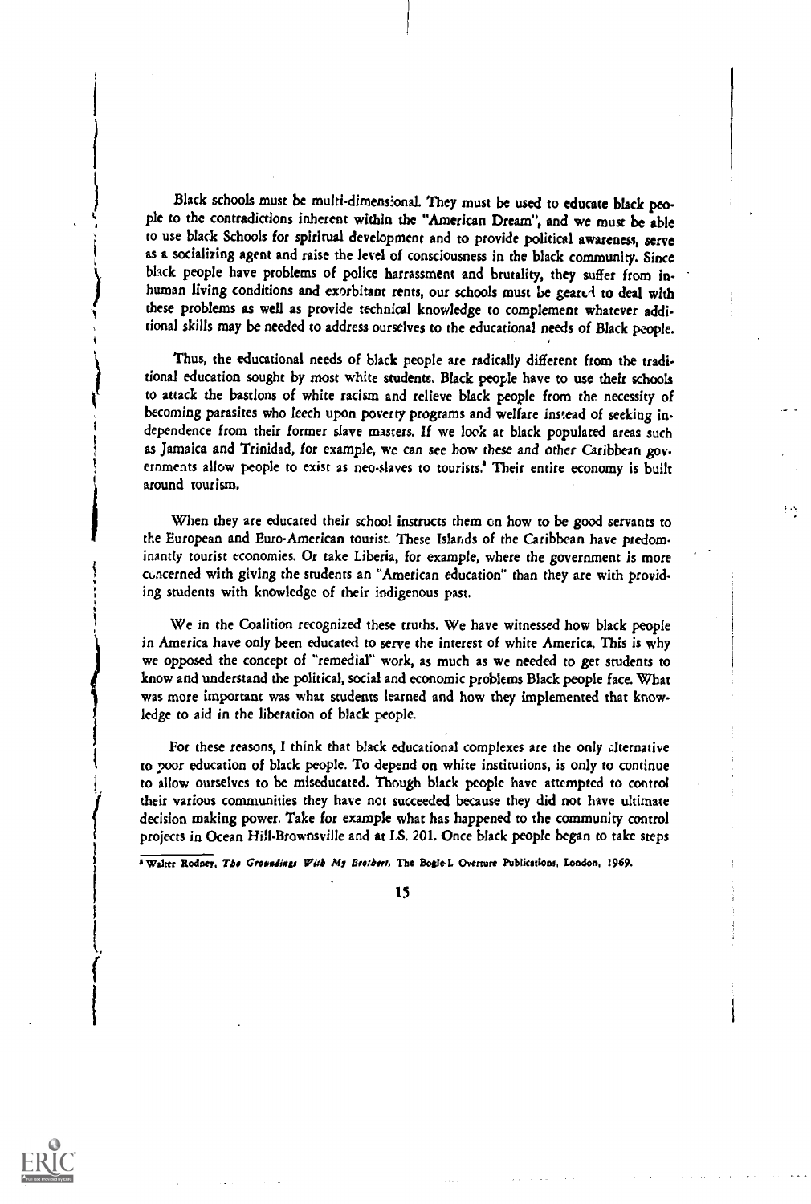Black schools must be multi-dimensional. They must be used to educate black people to the contradictions inherent within the "American Dream", and we must be able to use black Schools for spiritual development and to provide political awareness, serve as a socializing agent and raise the level of consciousness in the black community. Since black people have problems of police harrassment and brutality, they suffer from inhuman living conditions and exorbitant rents, our schools must be geared to deal with these problems as well as provide technical knowledge to complement whatever additional skills may be needed to address ourselves to the educational needs of Black people.

Thus, the educational needs of black people are radically different from the traditional education sought by most white students. Black people have to use their schools to attack the bastions of white racism and relieve black people from the necessity of becoming parasites who leech upon poverty programs and welfare instead of seeking independence from their former slave masters. If we look at black populated areas such as Jamaica and Trinidad, for example, we can see how these and other Caribbean governments allow people to exist as neo-slaves to tourists.[8] Their entire economy is built around tourism.

When they are educated their school instructs them on how to be good servants to the European and Euro-American tourist. These Islands of the Caribbean have predominantly tourist economies. Or take Liberia, for example, where the government is more concerned with giving the students an "American education" than they are with providing students with knowledge of their indigenous past.

We in the Coalition recognized these truths. We have witnessed how black people in America have only been educated to serve the interest of white America. This is why we opposed the concept of "remedial" work, as much as we needed to get students to know and understand the political, social and economic problems Black people face. What was more important was what students learned and how they implemented that knowledge to aid in the liberation of black people.

For these reasons, I think that black educational complexes are the only alternative to poor education of black people. To depend on white institutions, is only to continue to allow ourselves to be miseducated. Though black people have attempted to control their various communities they have not succeeded because they did not have ultimate decision making power. Take for example what has happened to the community control projects in Ocean Hill-Brownsville and at I.S. 201. Once black people began to take steps

---

[8] Walter Rodney, *The Groundings With My Brothers*, The Bogle-L Overture Publications, London, 1969.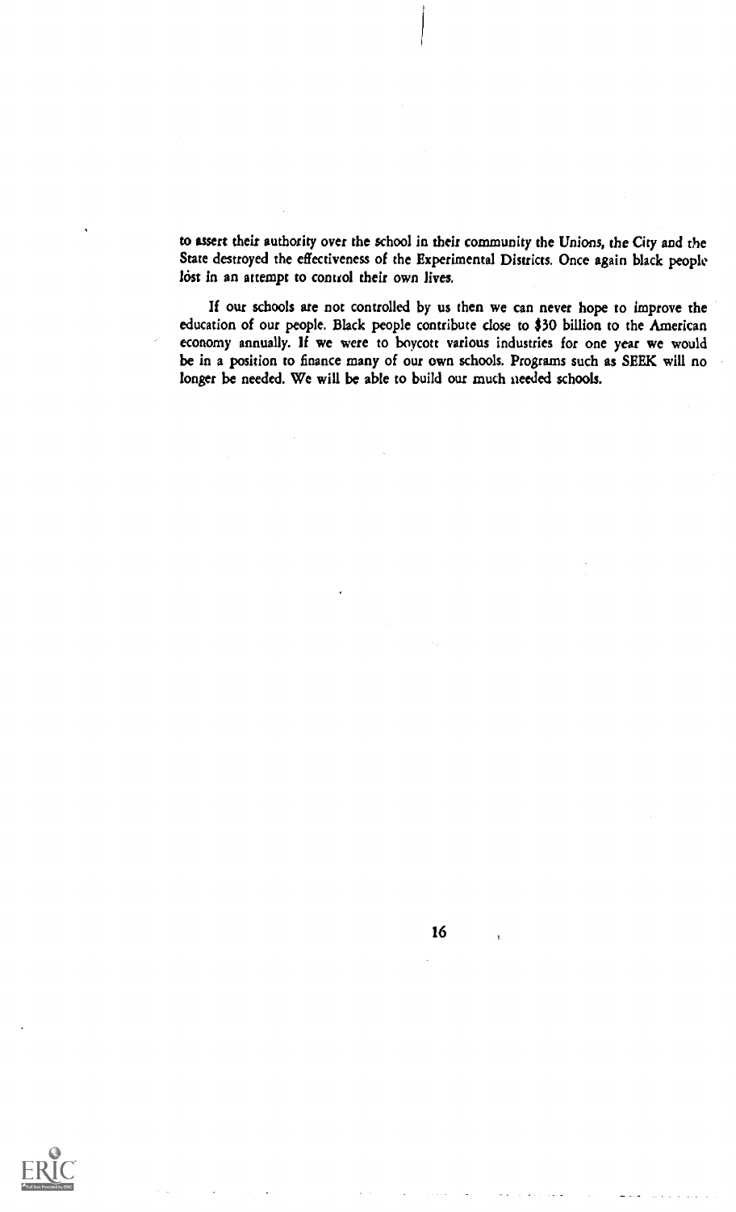to assert their authority over the school in their community the Unions, the City and the State destroyed the effectiveness of the Experimental Districts. Once again black people lost in an attempt to control their own lives.

If our schools are not controlled by us then we can never hope to improve the education of our people. Black people contribute close to $30 billion to the American economy annually. If we were to boycott various industries for one year we would be in a position to finance many of our own schools. Programs such as SEEK will no longer be needed. We will be able to build our much needed schools.